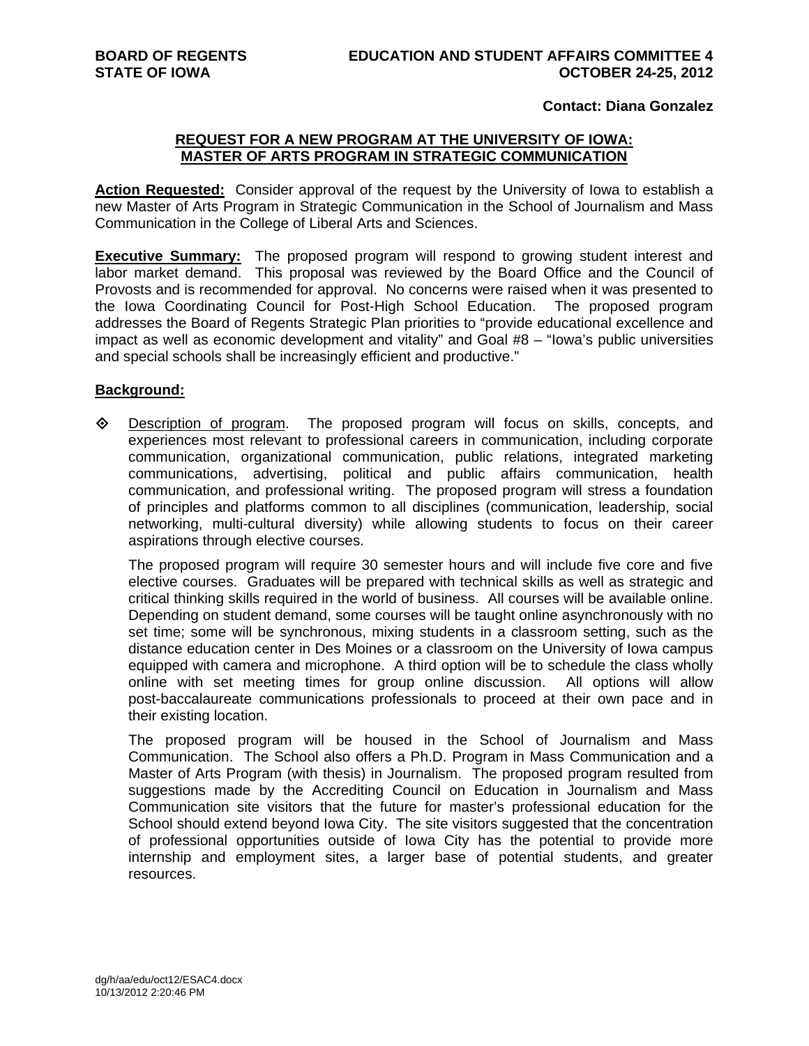**BOARD OF REGENTS** **EDUCATION AND STUDENT AFFAIRS COMMITTEE 4**
**STATE OF IOWA** **OCTOBER 24-25, 2012**

**Contact: Diana Gonzalez**

## REQUEST FOR A NEW PROGRAM AT THE UNIVERSITY OF IOWA: MASTER OF ARTS PROGRAM IN STRATEGIC COMMUNICATION

**Action Requested:** Consider approval of the request by the University of Iowa to establish a new Master of Arts Program in Strategic Communication in the School of Journalism and Mass Communication in the College of Liberal Arts and Sciences.

**Executive Summary:** The proposed program will respond to growing student interest and labor market demand. This proposal was reviewed by the Board Office and the Council of Provosts and is recommended for approval. No concerns were raised when it was presented to the Iowa Coordinating Council for Post-High School Education. The proposed program addresses the Board of Regents Strategic Plan priorities to "provide educational excellence and impact as well as economic development and vitality" and Goal #8 – "Iowa's public universities and special schools shall be increasingly efficient and productive."

**Background:**

- Description of program. The proposed program will focus on skills, concepts, and experiences most relevant to professional careers in communication, including corporate communication, organizational communication, public relations, integrated marketing communications, advertising, political and public affairs communication, health communication, and professional writing. The proposed program will stress a foundation of principles and platforms common to all disciplines (communication, leadership, social networking, multi-cultural diversity) while allowing students to focus on their career aspirations through elective courses.

  The proposed program will require 30 semester hours and will include five core and five elective courses. Graduates will be prepared with technical skills as well as strategic and critical thinking skills required in the world of business. All courses will be available online. Depending on student demand, some courses will be taught online asynchronously with no set time; some will be synchronous, mixing students in a classroom setting, such as the distance education center in Des Moines or a classroom on the University of Iowa campus equipped with camera and microphone. A third option will be to schedule the class wholly online with set meeting times for group online discussion. All options will allow post-baccalaureate communications professionals to proceed at their own pace and in their existing location.

  The proposed program will be housed in the School of Journalism and Mass Communication. The School also offers a Ph.D. Program in Mass Communication and a Master of Arts Program (with thesis) in Journalism. The proposed program resulted from suggestions made by the Accrediting Council on Education in Journalism and Mass Communication site visitors that the future for master's professional education for the School should extend beyond Iowa City. The site visitors suggested that the concentration of professional opportunities outside of Iowa City has the potential to provide more internship and employment sites, a larger base of potential students, and greater resources.

dg/h/aa/edu/oct12/ESAC4.docx
10/13/2012 2:20:46 PM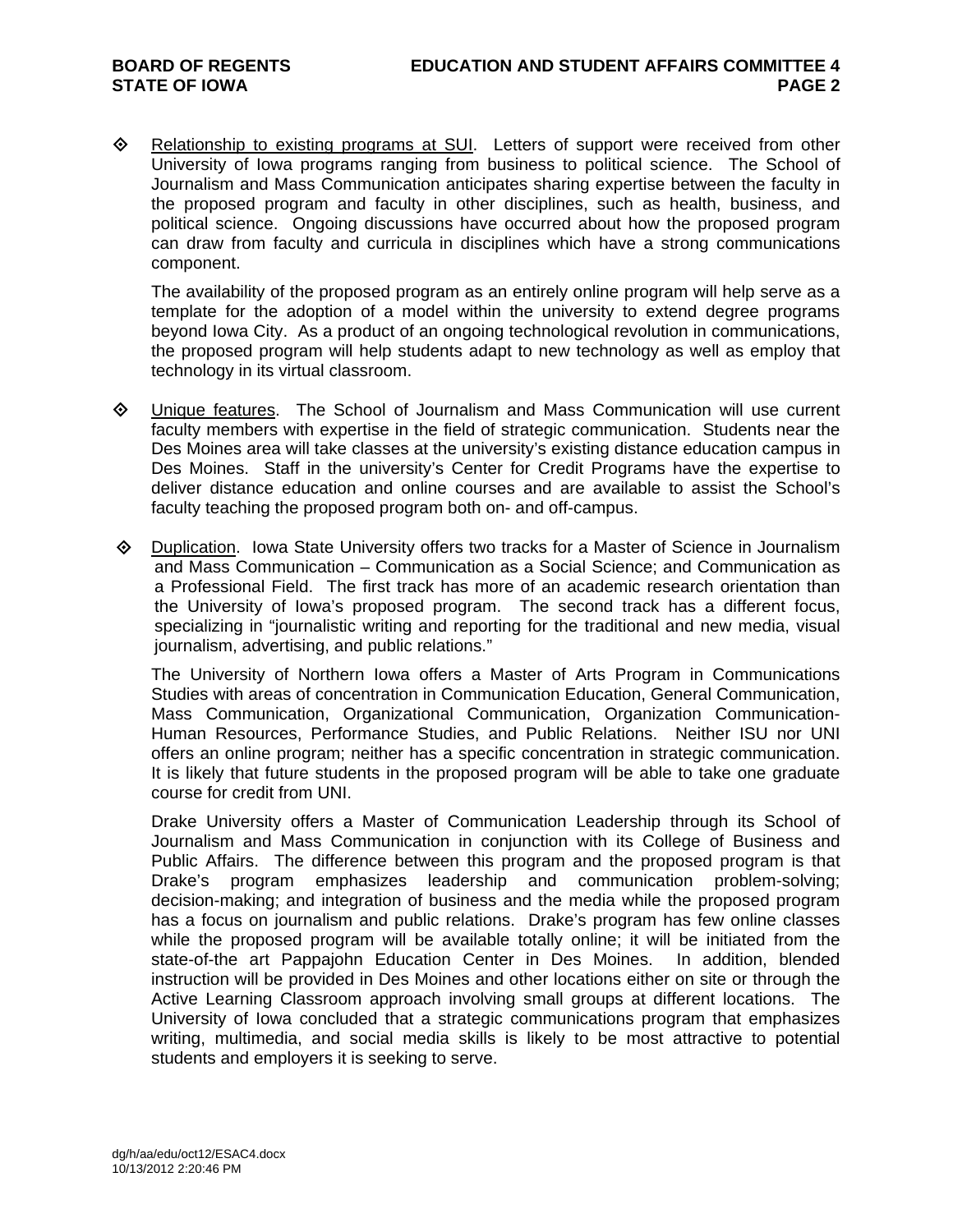- Relationship to existing programs at SUI. Letters of support were received from other University of Iowa programs ranging from business to political science. The School of Journalism and Mass Communication anticipates sharing expertise between the faculty in the proposed program and faculty in other disciplines, such as health, business, and political science. Ongoing discussions have occurred about how the proposed program can draw from faculty and curricula in disciplines which have a strong communications component.

  The availability of the proposed program as an entirely online program will help serve as a template for the adoption of a model within the university to extend degree programs beyond Iowa City. As a product of an ongoing technological revolution in communications, the proposed program will help students adapt to new technology as well as employ that technology in its virtual classroom.

- Unique features. The School of Journalism and Mass Communication will use current faculty members with expertise in the field of strategic communication. Students near the Des Moines area will take classes at the university's existing distance education campus in Des Moines. Staff in the university's Center for Credit Programs have the expertise to deliver distance education and online courses and are available to assist the School's faculty teaching the proposed program both on- and off-campus.

- Duplication. Iowa State University offers two tracks for a Master of Science in Journalism and Mass Communication – Communication as a Social Science; and Communication as a Professional Field. The first track has more of an academic research orientation than the University of Iowa's proposed program. The second track has a different focus, specializing in "journalistic writing and reporting for the traditional and new media, visual journalism, advertising, and public relations."

  The University of Northern Iowa offers a Master of Arts Program in Communications Studies with areas of concentration in Communication Education, General Communication, Mass Communication, Organizational Communication, Organization Communication-Human Resources, Performance Studies, and Public Relations. Neither ISU nor UNI offers an online program; neither has a specific concentration in strategic communication. It is likely that future students in the proposed program will be able to take one graduate course for credit from UNI.

  Drake University offers a Master of Communication Leadership through its School of Journalism and Mass Communication in conjunction with its College of Business and Public Affairs. The difference between this program and the proposed program is that Drake's program emphasizes leadership and communication problem-solving; decision-making; and integration of business and the media while the proposed program has a focus on journalism and public relations. Drake's program has few online classes while the proposed program will be available totally online; it will be initiated from the state-of-the art Pappajohn Education Center in Des Moines. In addition, blended instruction will be provided in Des Moines and other locations either on site or through the Active Learning Classroom approach involving small groups at different locations. The University of Iowa concluded that a strategic communications program that emphasizes writing, multimedia, and social media skills is likely to be most attractive to potential students and employers it is seeking to serve.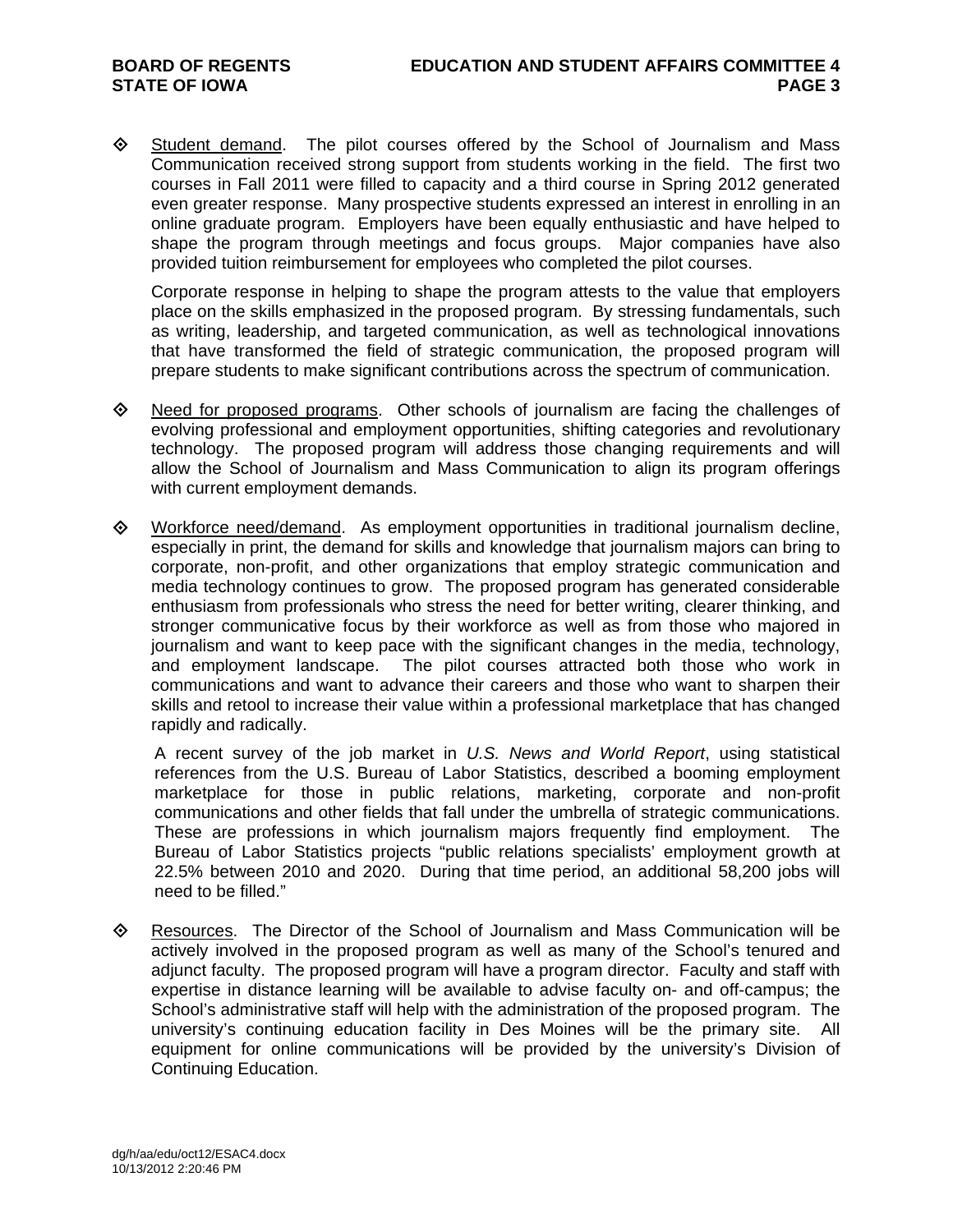- Student demand. The pilot courses offered by the School of Journalism and Mass Communication received strong support from students working in the field. The first two courses in Fall 2011 were filled to capacity and a third course in Spring 2012 generated even greater response. Many prospective students expressed an interest in enrolling in an online graduate program. Employers have been equally enthusiastic and have helped to shape the program through meetings and focus groups. Major companies have also provided tuition reimbursement for employees who completed the pilot courses.

  Corporate response in helping to shape the program attests to the value that employers place on the skills emphasized in the proposed program. By stressing fundamentals, such as writing, leadership, and targeted communication, as well as technological innovations that have transformed the field of strategic communication, the proposed program will prepare students to make significant contributions across the spectrum of communication.

- Need for proposed programs. Other schools of journalism are facing the challenges of evolving professional and employment opportunities, shifting categories and revolutionary technology. The proposed program will address those changing requirements and will allow the School of Journalism and Mass Communication to align its program offerings with current employment demands.

- Workforce need/demand. As employment opportunities in traditional journalism decline, especially in print, the demand for skills and knowledge that journalism majors can bring to corporate, non-profit, and other organizations that employ strategic communication and media technology continues to grow. The proposed program has generated considerable enthusiasm from professionals who stress the need for better writing, clearer thinking, and stronger communicative focus by their workforce as well as from those who majored in journalism and want to keep pace with the significant changes in the media, technology, and employment landscape. The pilot courses attracted both those who work in communications and want to advance their careers and those who want to sharpen their skills and retool to increase their value within a professional marketplace that has changed rapidly and radically.

  A recent survey of the job market in *U.S. News and World Report*, using statistical references from the U.S. Bureau of Labor Statistics, described a booming employment marketplace for those in public relations, marketing, corporate and non-profit communications and other fields that fall under the umbrella of strategic communications. These are professions in which journalism majors frequently find employment. The Bureau of Labor Statistics projects "public relations specialists' employment growth at 22.5% between 2010 and 2020. During that time period, an additional 58,200 jobs will need to be filled."

- Resources. The Director of the School of Journalism and Mass Communication will be actively involved in the proposed program as well as many of the School's tenured and adjunct faculty. The proposed program will have a program director. Faculty and staff with expertise in distance learning will be available to advise faculty on- and off-campus; the School's administrative staff will help with the administration of the proposed program. The university's continuing education facility in Des Moines will be the primary site. All equipment for online communications will be provided by the university's Division of Continuing Education.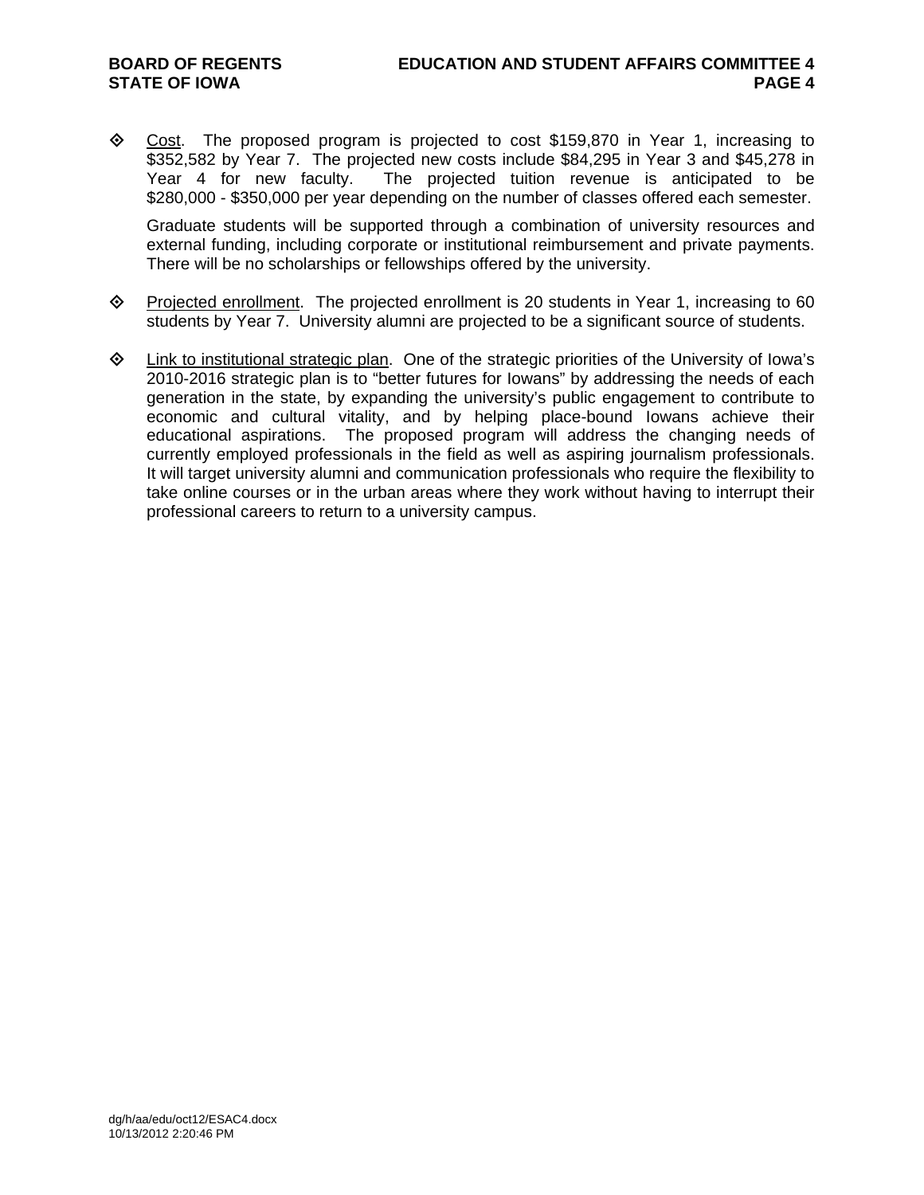- <u>Cost</u>. The proposed program is projected to cost $159,870 in Year 1, increasing to $352,582 by Year 7. The projected new costs include $84,295 in Year 3 and $45,278 in Year 4 for new faculty. The projected tuition revenue is anticipated to be $280,000 - $350,000 per year depending on the number of classes offered each semester.

  Graduate students will be supported through a combination of university resources and external funding, including corporate or institutional reimbursement and private payments. There will be no scholarships or fellowships offered by the university.

- <u>Projected enrollment</u>. The projected enrollment is 20 students in Year 1, increasing to 60 students by Year 7. University alumni are projected to be a significant source of students.

- <u>Link to institutional strategic plan</u>. One of the strategic priorities of the University of Iowa's 2010-2016 strategic plan is to "better futures for Iowans" by addressing the needs of each generation in the state, by expanding the university's public engagement to contribute to economic and cultural vitality, and by helping place-bound Iowans achieve their educational aspirations. The proposed program will address the changing needs of currently employed professionals in the field as well as aspiring journalism professionals. It will target university alumni and communication professionals who require the flexibility to take online courses or in the urban areas where they work without having to interrupt their professional careers to return to a university campus.

dg/h/aa/edu/oct12/ESAC4.docx
10/13/2012 2:20:46 PM